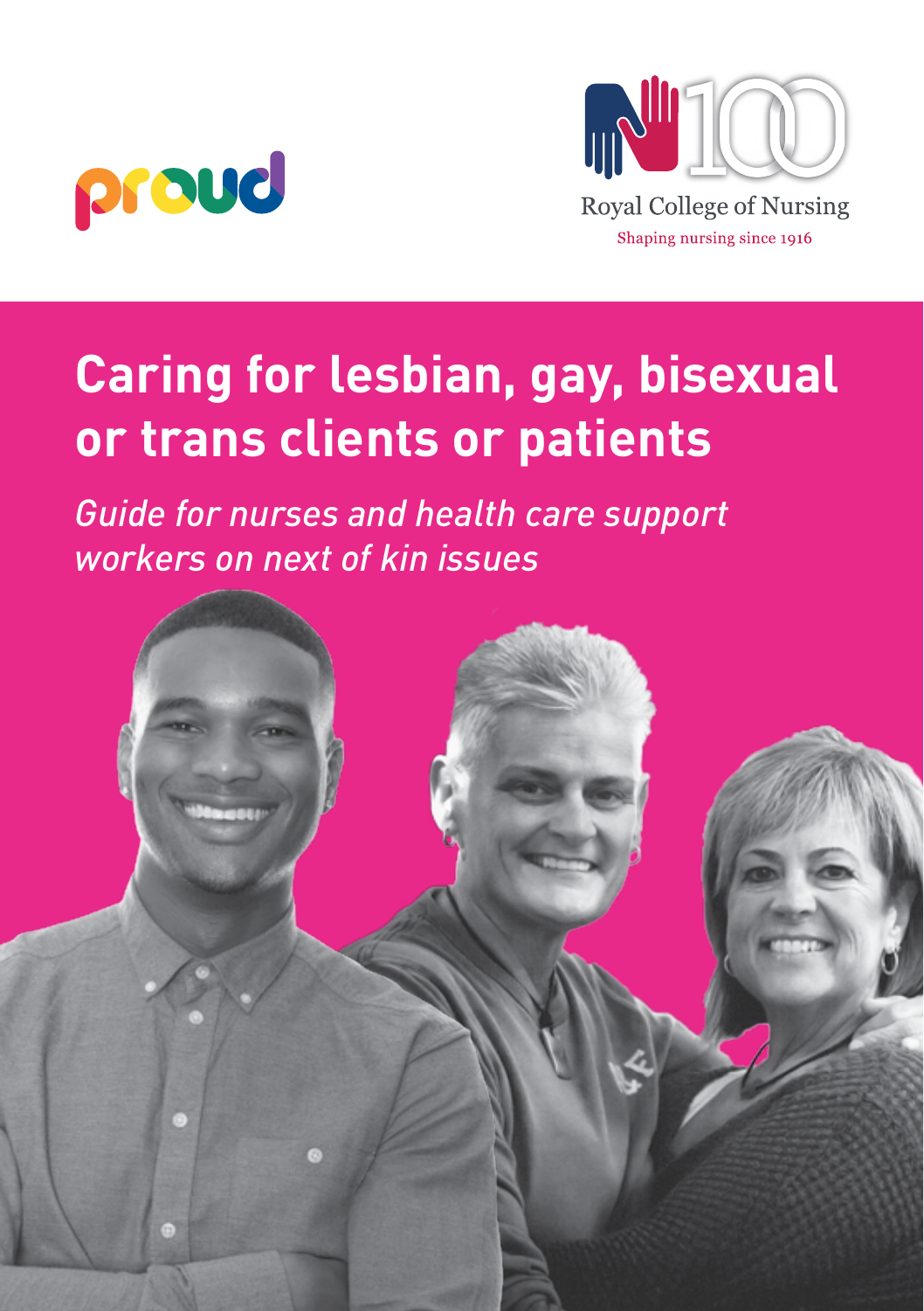proud

Royal College of Nursing

Shaping nursing since 1916

# Caring for lesbian, gay, bisexual or trans clients or patients

*Guide for nurses and health care support workers on next of kin issues*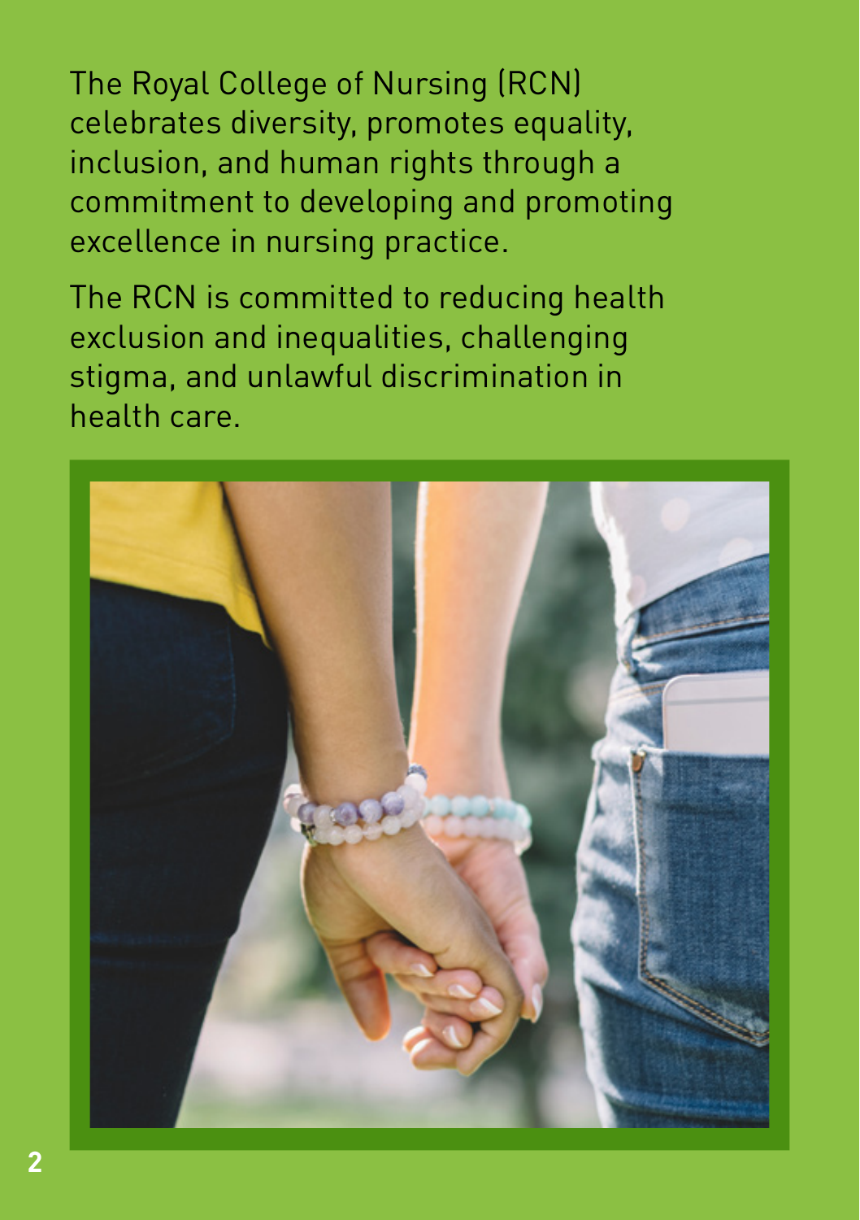The Royal College of Nursing (RCN) celebrates diversity, promotes equality, inclusion, and human rights through a commitment to developing and promoting excellence in nursing practice.

The RCN is committed to reducing health exclusion and inequalities, challenging stigma, and unlawful discrimination in health care.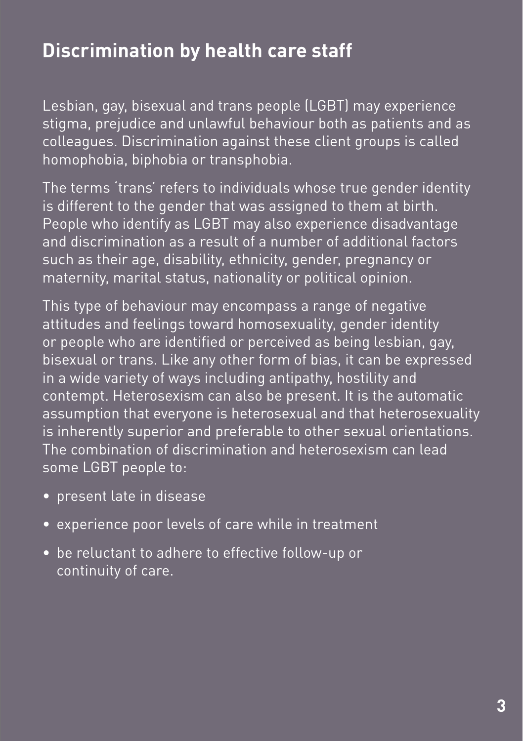## Discrimination by health care staff

Lesbian, gay, bisexual and trans people (LGBT) may experience stigma, prejudice and unlawful behaviour both as patients and as colleagues. Discrimination against these client groups is called homophobia, biphobia or transphobia.

The terms 'trans' refers to individuals whose true gender identity is different to the gender that was assigned to them at birth. People who identify as LGBT may also experience disadvantage and discrimination as a result of a number of additional factors such as their age, disability, ethnicity, gender, pregnancy or maternity, marital status, nationality or political opinion.

This type of behaviour may encompass a range of negative attitudes and feelings toward homosexuality, gender identity or people who are identified or perceived as being lesbian, gay, bisexual or trans. Like any other form of bias, it can be expressed in a wide variety of ways including antipathy, hostility and contempt. Heterosexism can also be present. It is the automatic assumption that everyone is heterosexual and that heterosexuality is inherently superior and preferable to other sexual orientations. The combination of discrimination and heterosexism can lead some LGBT people to:

- present late in disease
- experience poor levels of care while in treatment
- be reluctant to adhere to effective follow-up or continuity of care.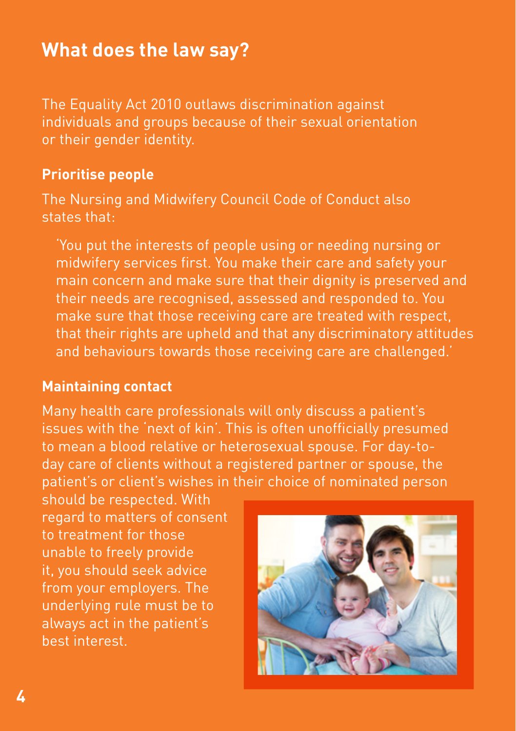## What does the law say?

The Equality Act 2010 outlaws discrimination against individuals and groups because of their sexual orientation or their gender identity.

### Prioritise people

The Nursing and Midwifery Council Code of Conduct also states that:

> 'You put the interests of people using or needing nursing or midwifery services first. You make their care and safety your main concern and make sure that their dignity is preserved and their needs are recognised, assessed and responded to. You make sure that those receiving care are treated with respect, that their rights are upheld and that any discriminatory attitudes and behaviours towards those receiving care are challenged.'

### Maintaining contact

Many health care professionals will only discuss a patient's issues with the 'next of kin'. This is often unofficially presumed to mean a blood relative or heterosexual spouse. For day-to-day care of clients without a registered partner or spouse, the patient's or client's wishes in their choice of nominated person should be respected. With regard to matters of consent to treatment for those unable to freely provide it, you should seek advice from your employers. The underlying rule must be to always act in the patient's best interest.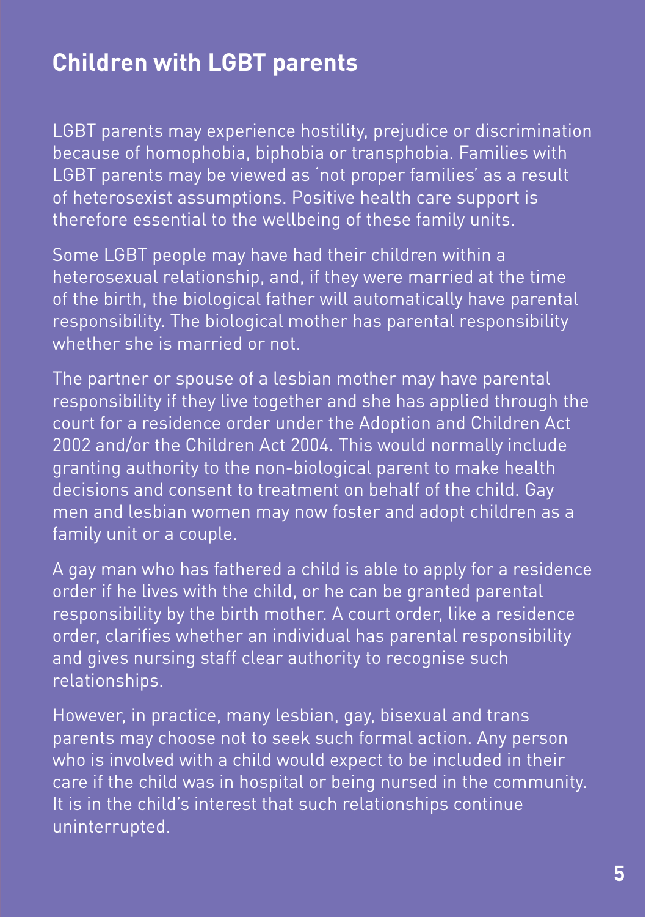## Children with LGBT parents

LGBT parents may experience hostility, prejudice or discrimination because of homophobia, biphobia or transphobia. Families with LGBT parents may be viewed as 'not proper families' as a result of heterosexist assumptions. Positive health care support is therefore essential to the wellbeing of these family units.

Some LGBT people may have had their children within a heterosexual relationship, and, if they were married at the time of the birth, the biological father will automatically have parental responsibility. The biological mother has parental responsibility whether she is married or not.

The partner or spouse of a lesbian mother may have parental responsibility if they live together and she has applied through the court for a residence order under the Adoption and Children Act 2002 and/or the Children Act 2004. This would normally include granting authority to the non-biological parent to make health decisions and consent to treatment on behalf of the child. Gay men and lesbian women may now foster and adopt children as a family unit or a couple.

A gay man who has fathered a child is able to apply for a residence order if he lives with the child, or he can be granted parental responsibility by the birth mother. A court order, like a residence order, clarifies whether an individual has parental responsibility and gives nursing staff clear authority to recognise such relationships.

However, in practice, many lesbian, gay, bisexual and trans parents may choose not to seek such formal action. Any person who is involved with a child would expect to be included in their care if the child was in hospital or being nursed in the community. It is in the child's interest that such relationships continue uninterrupted.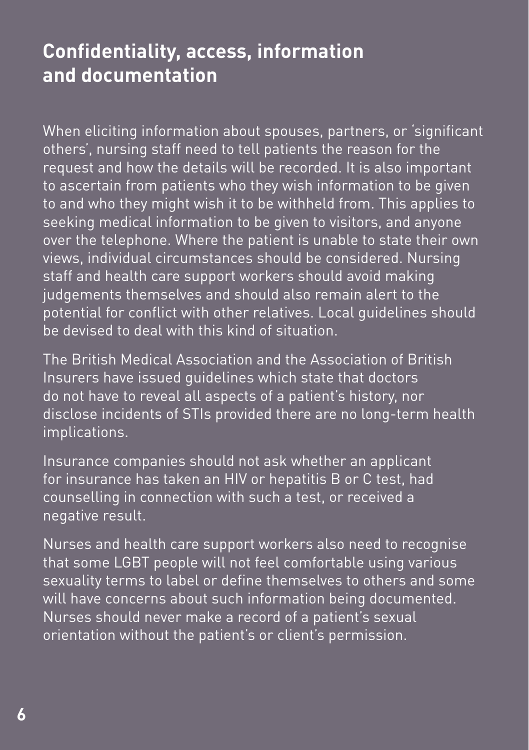## Confidentiality, access, information and documentation

When eliciting information about spouses, partners, or 'significant others', nursing staff need to tell patients the reason for the request and how the details will be recorded. It is also important to ascertain from patients who they wish information to be given to and who they might wish it to be withheld from. This applies to seeking medical information to be given to visitors, and anyone over the telephone. Where the patient is unable to state their own views, individual circumstances should be considered. Nursing staff and health care support workers should avoid making judgements themselves and should also remain alert to the potential for conflict with other relatives. Local guidelines should be devised to deal with this kind of situation.

The British Medical Association and the Association of British Insurers have issued guidelines which state that doctors do not have to reveal all aspects of a patient's history, nor disclose incidents of STIs provided there are no long-term health implications.

Insurance companies should not ask whether an applicant for insurance has taken an HIV or hepatitis B or C test, had counselling in connection with such a test, or received a negative result.

Nurses and health care support workers also need to recognise that some LGBT people will not feel comfortable using various sexuality terms to label or define themselves to others and some will have concerns about such information being documented. Nurses should never make a record of a patient's sexual orientation without the patient's or client's permission.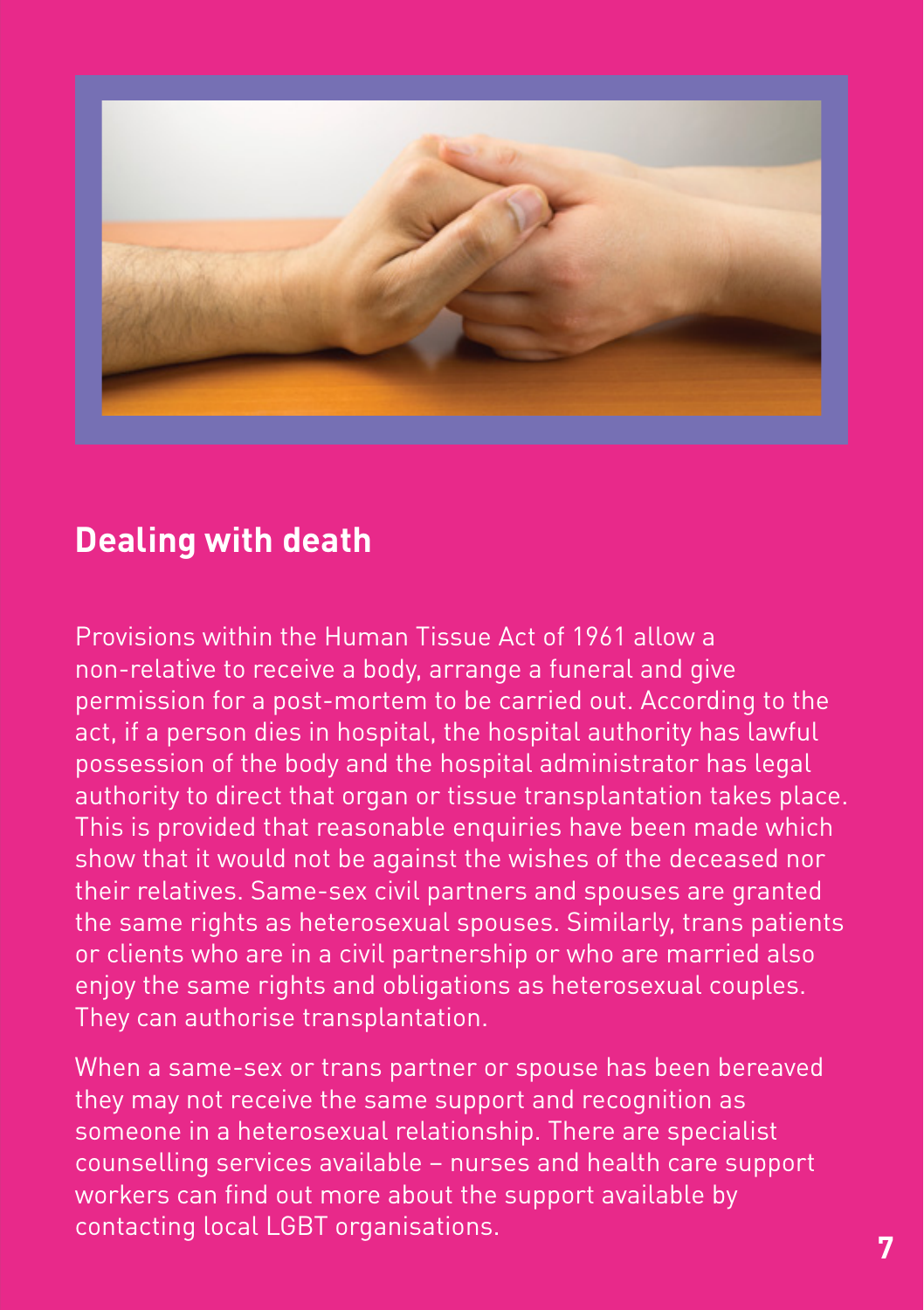## Dealing with death

Provisions within the Human Tissue Act of 1961 allow a non-relative to receive a body, arrange a funeral and give permission for a post-mortem to be carried out. According to the act, if a person dies in hospital, the hospital authority has lawful possession of the body and the hospital administrator has legal authority to direct that organ or tissue transplantation takes place. This is provided that reasonable enquiries have been made which show that it would not be against the wishes of the deceased nor their relatives. Same-sex civil partners and spouses are granted the same rights as heterosexual spouses. Similarly, trans patients or clients who are in a civil partnership or who are married also enjoy the same rights and obligations as heterosexual couples. They can authorise transplantation.

When a same-sex or trans partner or spouse has been bereaved they may not receive the same support and recognition as someone in a heterosexual relationship. There are specialist counselling services available – nurses and health care support workers can find out more about the support available by contacting local LGBT organisations.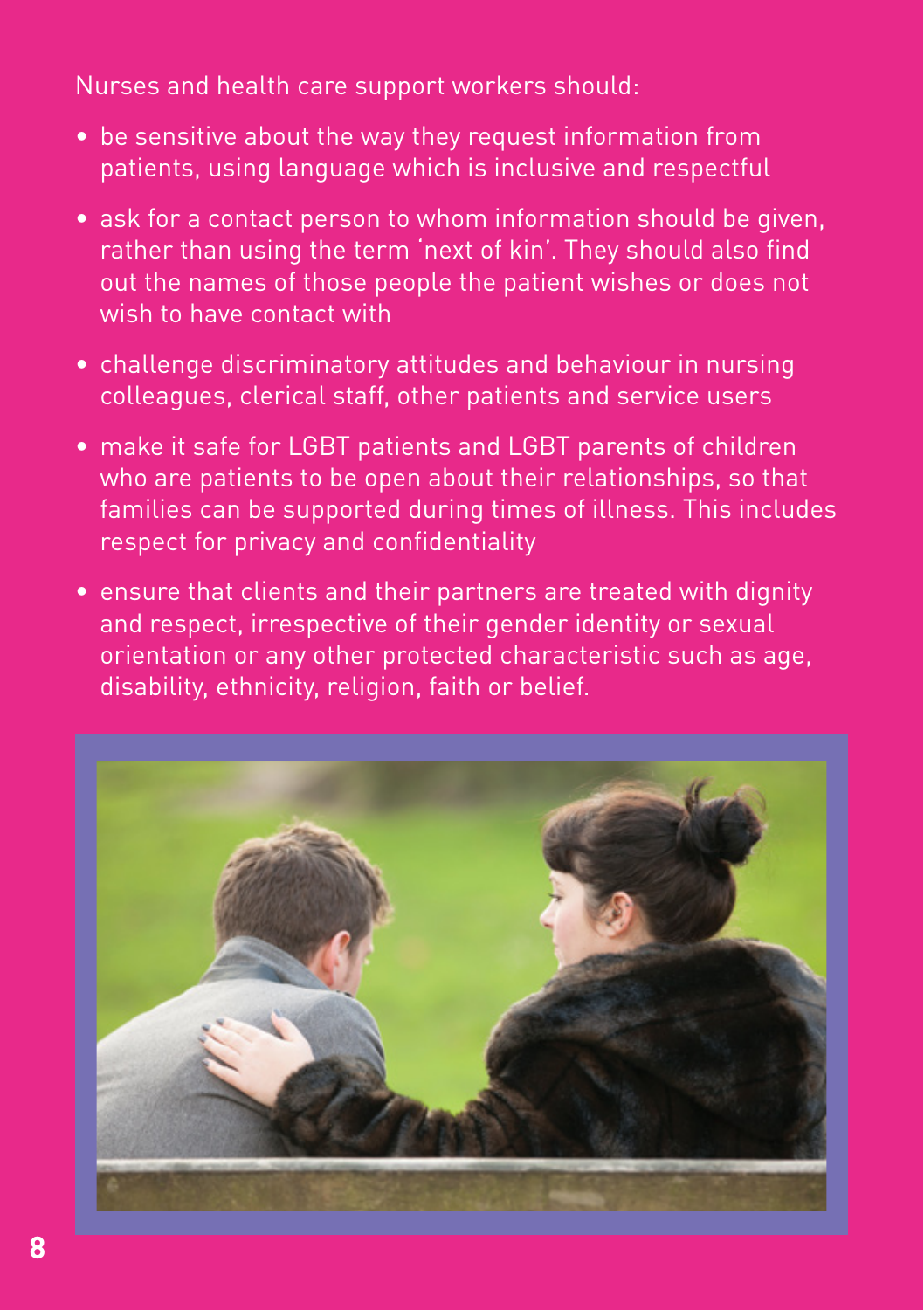Nurses and health care support workers should:

- be sensitive about the way they request information from patients, using language which is inclusive and respectful
- ask for a contact person to whom information should be given, rather than using the term 'next of kin'. They should also find out the names of those people the patient wishes or does not wish to have contact with
- challenge discriminatory attitudes and behaviour in nursing colleagues, clerical staff, other patients and service users
- make it safe for LGBT patients and LGBT parents of children who are patients to be open about their relationships, so that families can be supported during times of illness. This includes respect for privacy and confidentiality
- ensure that clients and their partners are treated with dignity and respect, irrespective of their gender identity or sexual orientation or any other protected characteristic such as age, disability, ethnicity, religion, faith or belief.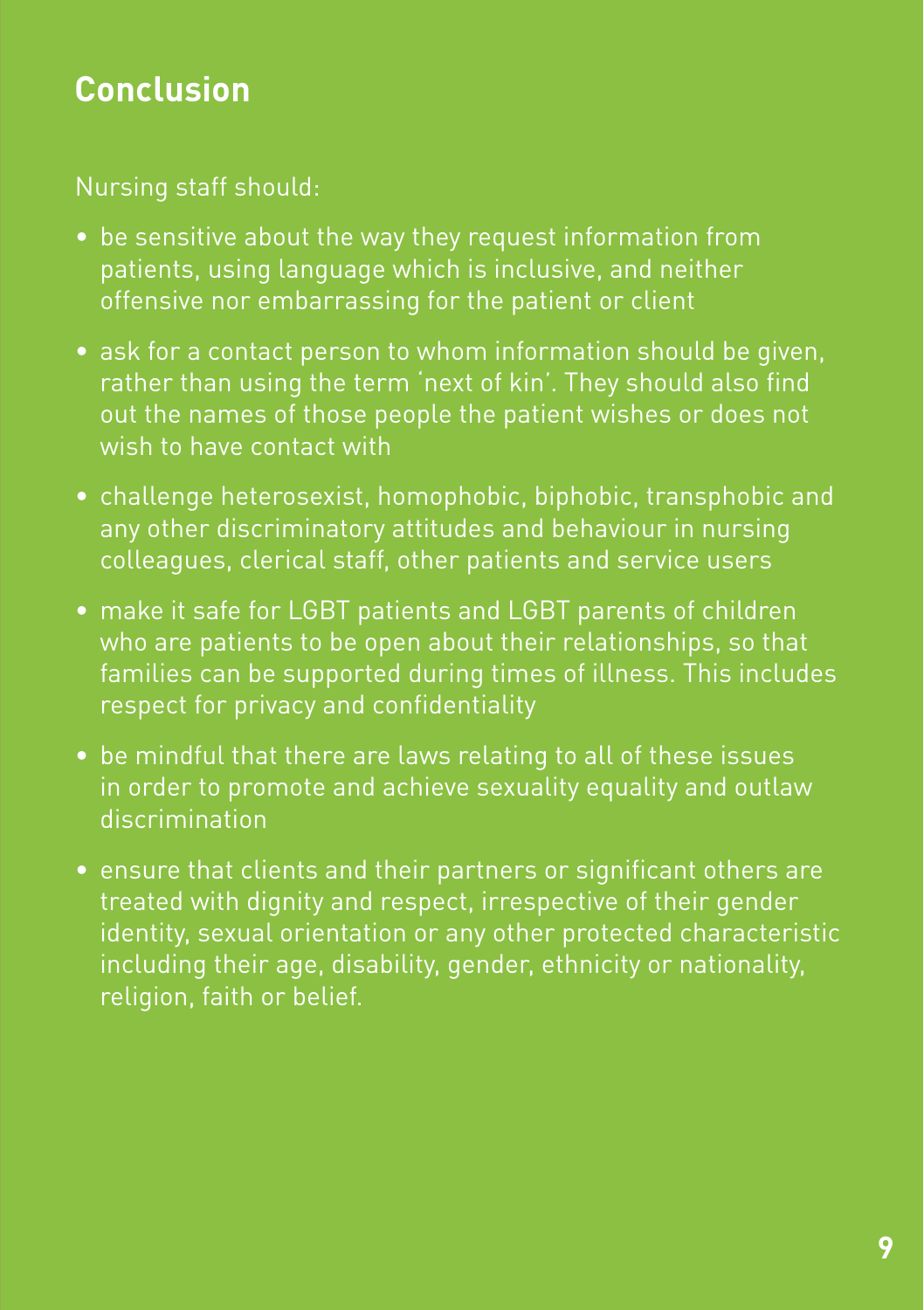## Conclusion

Nursing staff should:

- be sensitive about the way they request information from patients, using language which is inclusive, and neither offensive nor embarrassing for the patient or client
- ask for a contact person to whom information should be given, rather than using the term 'next of kin'. They should also find out the names of those people the patient wishes or does not wish to have contact with
- challenge heterosexist, homophobic, biphobic, transphobic and any other discriminatory attitudes and behaviour in nursing colleagues, clerical staff, other patients and service users
- make it safe for LGBT patients and LGBT parents of children who are patients to be open about their relationships, so that families can be supported during times of illness. This includes respect for privacy and confidentiality
- be mindful that there are laws relating to all of these issues in order to promote and achieve sexuality equality and outlaw discrimination
- ensure that clients and their partners or significant others are treated with dignity and respect, irrespective of their gender identity, sexual orientation or any other protected characteristic including their age, disability, gender, ethnicity or nationality, religion, faith or belief.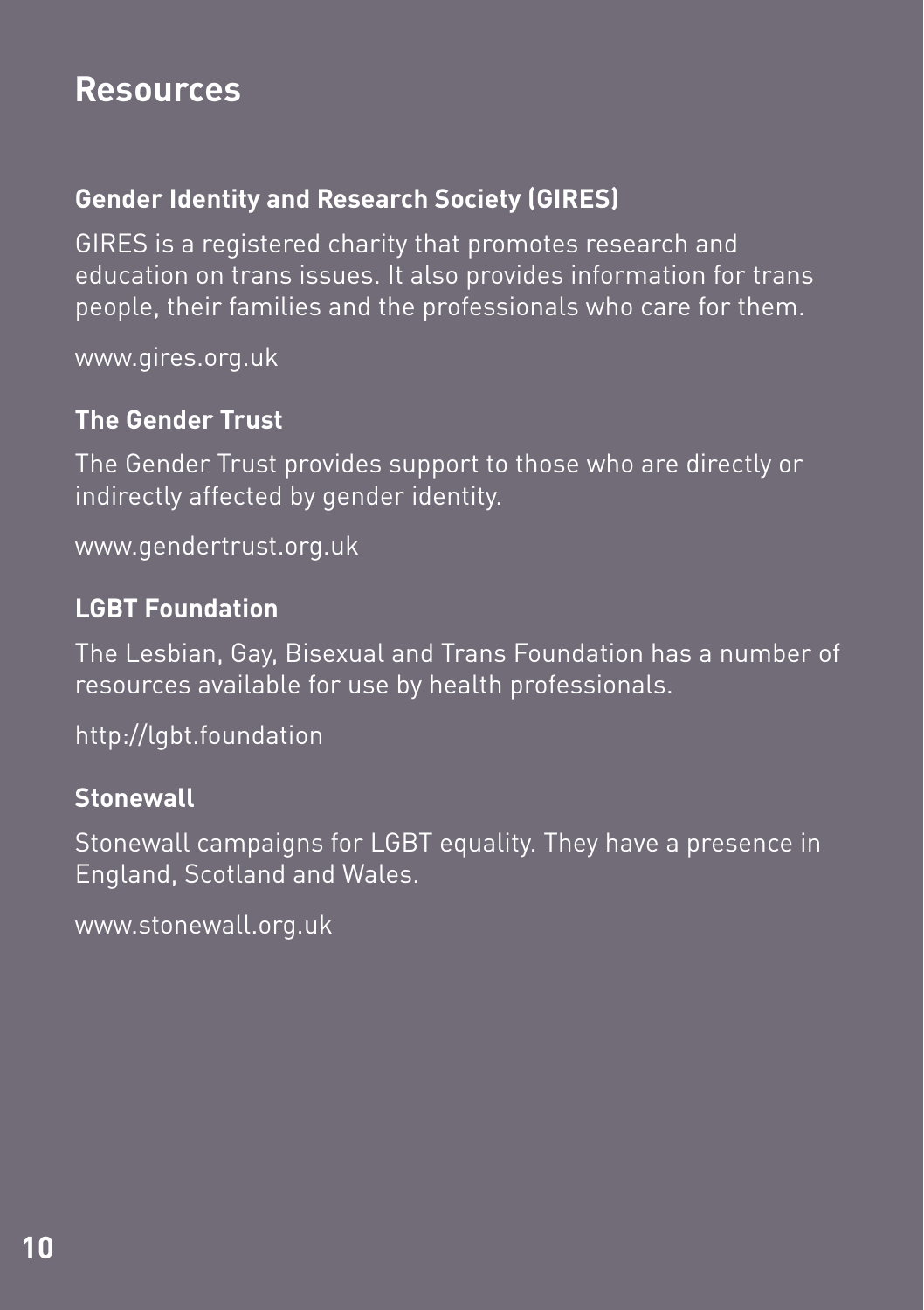# Resources

### Gender Identity and Research Society (GIRES)

GIRES is a registered charity that promotes research and education on trans issues. It also provides information for trans people, their families and the professionals who care for them.

www.gires.org.uk

### The Gender Trust

The Gender Trust provides support to those who are directly or indirectly affected by gender identity.

www.gendertrust.org.uk

### LGBT Foundation

The Lesbian, Gay, Bisexual and Trans Foundation has a number of resources available for use by health professionals.

http://lgbt.foundation

### Stonewall

Stonewall campaigns for LGBT equality. They have a presence in England, Scotland and Wales.

www.stonewall.org.uk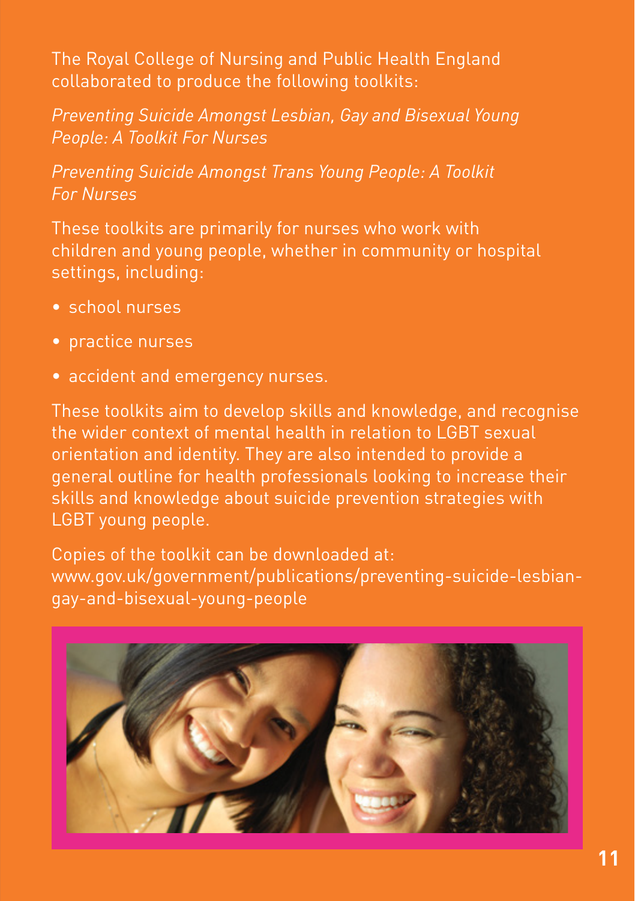The Royal College of Nursing and Public Health England collaborated to produce the following toolkits:

*Preventing Suicide Amongst Lesbian, Gay and Bisexual Young People: A Toolkit For Nurses*

*Preventing Suicide Amongst Trans Young People: A Toolkit For Nurses*

These toolkits are primarily for nurses who work with children and young people, whether in community or hospital settings, including:

- school nurses
- practice nurses
- accident and emergency nurses.

These toolkits aim to develop skills and knowledge, and recognise the wider context of mental health in relation to LGBT sexual orientation and identity. They are also intended to provide a general outline for health professionals looking to increase their skills and knowledge about suicide prevention strategies with LGBT young people.

Copies of the toolkit can be downloaded at: www.gov.uk/government/publications/preventing-suicide-lesbian-gay-and-bisexual-young-people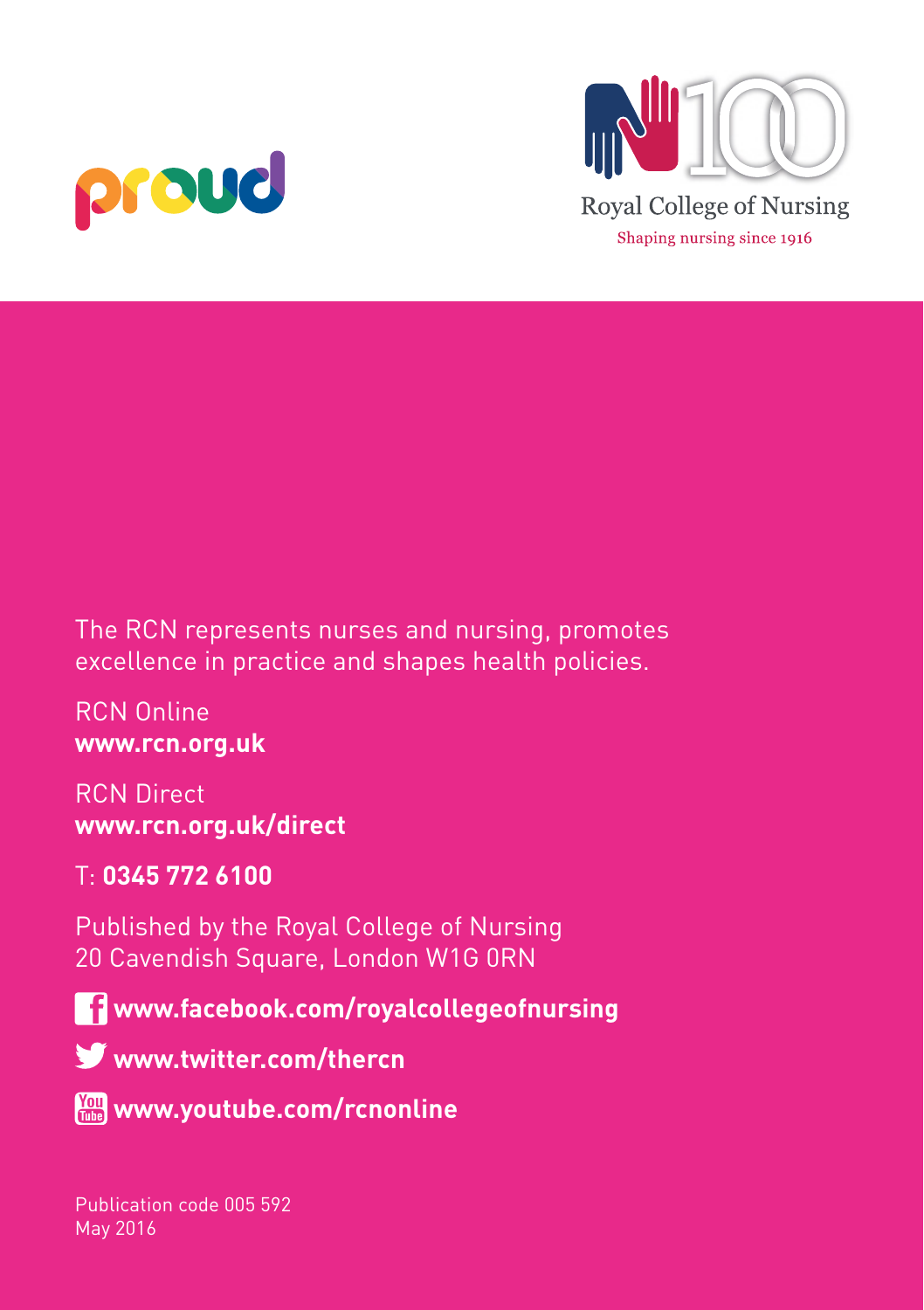proud

Royal College of Nursing

Shaping nursing since 1916

The RCN represents nurses and nursing, promotes excellence in practice and shapes health policies.

RCN Online
**www.rcn.org.uk**

RCN Direct
**www.rcn.org.uk/direct**

T: **0345 772 6100**

Published by the Royal College of Nursing
20 Cavendish Square, London W1G 0RN

**www.facebook.com/royalcollegeofnursing**

**www.twitter.com/thercn**

**www.youtube.com/rcnonline**

Publication code 005 592
May 2016